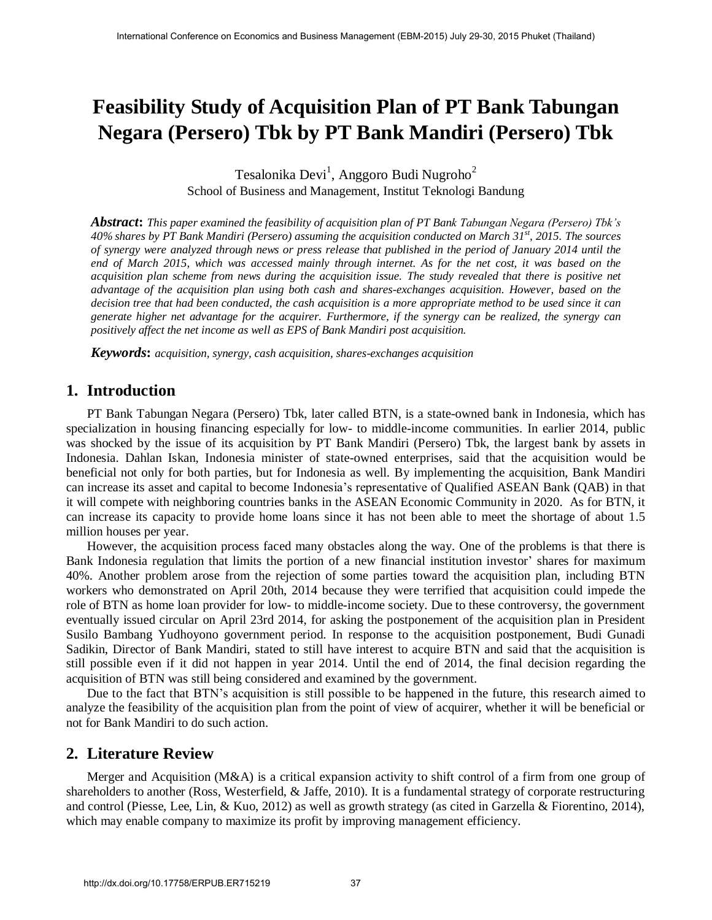# Feasibility Study of Acquisition Plan of PT Bank Tabungan Negara (Persero) Tbk by PT Bank Mandiri (Persero) Tbk

Tesalonika Devi[1], Anggoro Budi Nugroho[2]
School of Business and Management, Institut Teknologi Bandung

***Abstract*****:** *This paper examined the feasibility of acquisition plan of PT Bank Tabungan Negara (Persero) Tbk's 40% shares by PT Bank Mandiri (Persero) assuming the acquisition conducted on March 31st, 2015. The sources of synergy were analyzed through news or press release that published in the period of January 2014 until the end of March 2015, which was accessed mainly through internet. As for the net cost, it was based on the acquisition plan scheme from news during the acquisition issue. The study revealed that there is positive net advantage of the acquisition plan using both cash and shares-exchanges acquisition. However, based on the decision tree that had been conducted, the cash acquisition is a more appropriate method to be used since it can generate higher net advantage for the acquirer. Furthermore, if the synergy can be realized, the synergy can positively affect the net income as well as EPS of Bank Mandiri post acquisition.*

***Keywords*****:** *acquisition, synergy, cash acquisition, shares-exchanges acquisition*

## 1. Introduction

PT Bank Tabungan Negara (Persero) Tbk, later called BTN, is a state-owned bank in Indonesia, which has specialization in housing financing especially for low- to middle-income communities. In earlier 2014, public was shocked by the issue of its acquisition by PT Bank Mandiri (Persero) Tbk, the largest bank by assets in Indonesia. Dahlan Iskan, Indonesia minister of state-owned enterprises, said that the acquisition would be beneficial not only for both parties, but for Indonesia as well. By implementing the acquisition, Bank Mandiri can increase its asset and capital to become Indonesia's representative of Qualified ASEAN Bank (QAB) in that it will compete with neighboring countries banks in the ASEAN Economic Community in 2020. As for BTN, it can increase its capacity to provide home loans since it has not been able to meet the shortage of about 1.5 million houses per year.

However, the acquisition process faced many obstacles along the way. One of the problems is that there is Bank Indonesia regulation that limits the portion of a new financial institution investor' shares for maximum 40%. Another problem arose from the rejection of some parties toward the acquisition plan, including BTN workers who demonstrated on April 20th, 2014 because they were terrified that acquisition could impede the role of BTN as home loan provider for low- to middle-income society. Due to these controversy, the government eventually issued circular on April 23rd 2014, for asking the postponement of the acquisition plan in President Susilo Bambang Yudhoyono government period. In response to the acquisition postponement, Budi Gunadi Sadikin, Director of Bank Mandiri, stated to still have interest to acquire BTN and said that the acquisition is still possible even if it did not happen in year 2014. Until the end of 2014, the final decision regarding the acquisition of BTN was still being considered and examined by the government.

Due to the fact that BTN's acquisition is still possible to be happened in the future, this research aimed to analyze the feasibility of the acquisition plan from the point of view of acquirer, whether it will be beneficial or not for Bank Mandiri to do such action.

## 2. Literature Review

Merger and Acquisition (M&A) is a critical expansion activity to shift control of a firm from one group of shareholders to another (Ross, Westerfield, & Jaffe, 2010). It is a fundamental strategy of corporate restructuring and control (Piesse, Lee, Lin, & Kuo, 2012) as well as growth strategy (as cited in Garzella & Fiorentino, 2014), which may enable company to maximize its profit by improving management efficiency.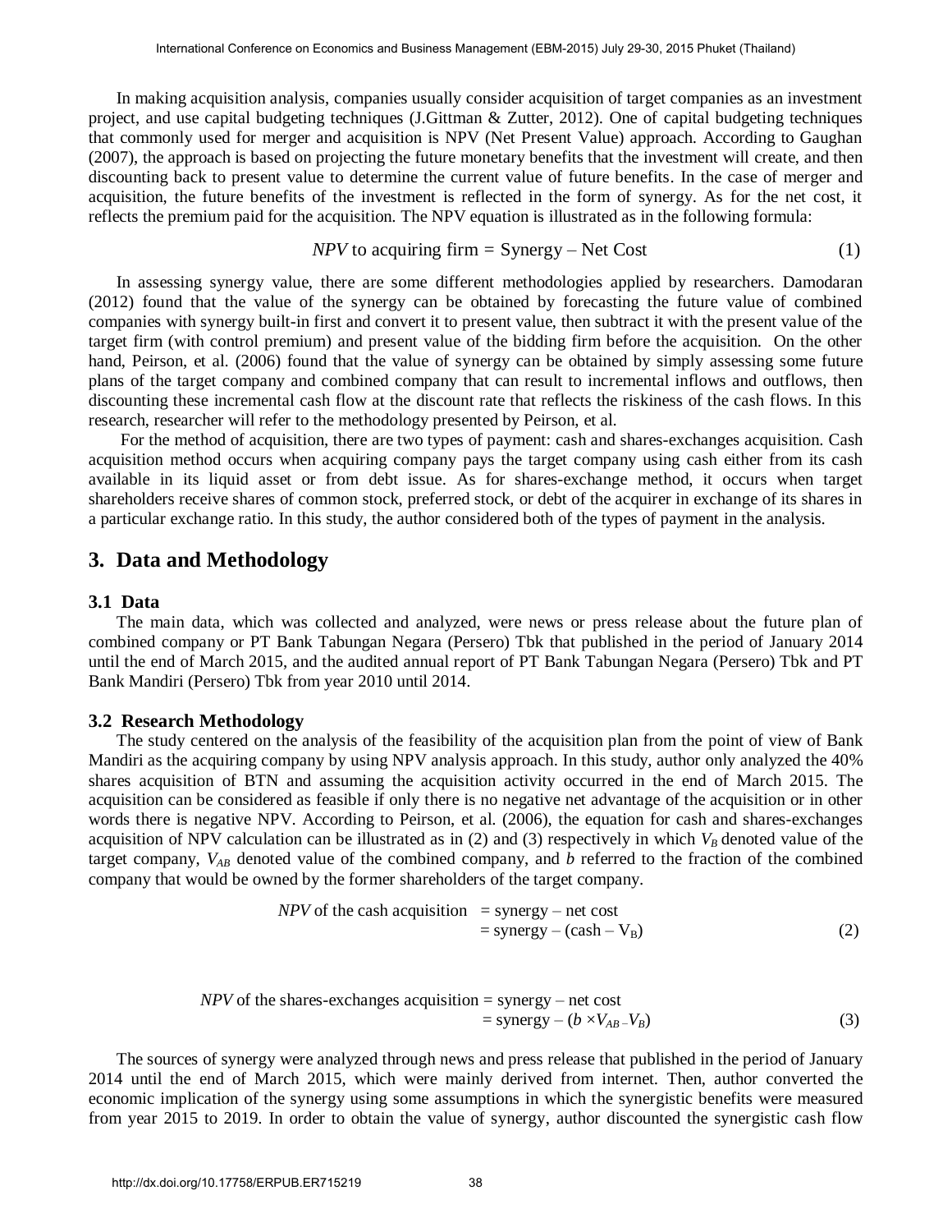In making acquisition analysis, companies usually consider acquisition of target companies as an investment project, and use capital budgeting techniques (J.Gittman & Zutter, 2012). One of capital budgeting techniques that commonly used for merger and acquisition is NPV (Net Present Value) approach. According to Gaughan (2007), the approach is based on projecting the future monetary benefits that the investment will create, and then discounting back to present value to determine the current value of future benefits. In the case of merger and acquisition, the future benefits of the investment is reflected in the form of synergy. As for the net cost, it reflects the premium paid for the acquisition. The NPV equation is illustrated as in the following formula:

$$NPV \text{ to acquiring firm} = \text{Synergy} - \text{Net Cost} \tag{1}$$

In assessing synergy value, there are some different methodologies applied by researchers. Damodaran (2012) found that the value of the synergy can be obtained by forecasting the future value of combined companies with synergy built-in first and convert it to present value, then subtract it with the present value of the target firm (with control premium) and present value of the bidding firm before the acquisition. On the other hand, Peirson, et al. (2006) found that the value of synergy can be obtained by simply assessing some future plans of the target company and combined company that can result to incremental inflows and outflows, then discounting these incremental cash flow at the discount rate that reflects the riskiness of the cash flows. In this research, researcher will refer to the methodology presented by Peirson, et al.

For the method of acquisition, there are two types of payment: cash and shares-exchanges acquisition. Cash acquisition method occurs when acquiring company pays the target company using cash either from its cash available in its liquid asset or from debt issue. As for shares-exchange method, it occurs when target shareholders receive shares of common stock, preferred stock, or debt of the acquirer in exchange of its shares in a particular exchange ratio. In this study, the author considered both of the types of payment in the analysis.

## 3. Data and Methodology

### 3.1 Data

The main data, which was collected and analyzed, were news or press release about the future plan of combined company or PT Bank Tabungan Negara (Persero) Tbk that published in the period of January 2014 until the end of March 2015, and the audited annual report of PT Bank Tabungan Negara (Persero) Tbk and PT Bank Mandiri (Persero) Tbk from year 2010 until 2014.

### 3.2 Research Methodology

The study centered on the analysis of the feasibility of the acquisition plan from the point of view of Bank Mandiri as the acquiring company by using NPV analysis approach. In this study, author only analyzed the 40% shares acquisition of BTN and assuming the acquisition activity occurred in the end of March 2015. The acquisition can be considered as feasible if only there is no negative net advantage of the acquisition or in other words there is negative NPV. According to Peirson, et al. (2006), the equation for cash and shares-exchanges acquisition of NPV calculation can be illustrated as in (2) and (3) respectively in which $V_B$ denoted value of the target company, $V_{AB}$ denoted value of the combined company, and $b$ referred to the fraction of the combined company that would be owned by the former shareholders of the target company.

$$\begin{aligned} NPV \text{ of the cash acquisition} &= \text{synergy} - \text{net cost} \\ &= \text{synergy} - (\text{cash} - V_B) \end{aligned} \tag{2}$$

$$\begin{aligned} NPV \text{ of the shares-exchanges acquisition} &= \text{synergy} - \text{net cost} \\ &= \text{synergy} - (b \times V_{AB} - V_B) \end{aligned} \tag{3}$$

The sources of synergy were analyzed through news and press release that published in the period of January 2014 until the end of March 2015, which were mainly derived from internet. Then, author converted the economic implication of the synergy using some assumptions in which the synergistic benefits were measured from year 2015 to 2019. In order to obtain the value of synergy, author discounted the synergistic cash flow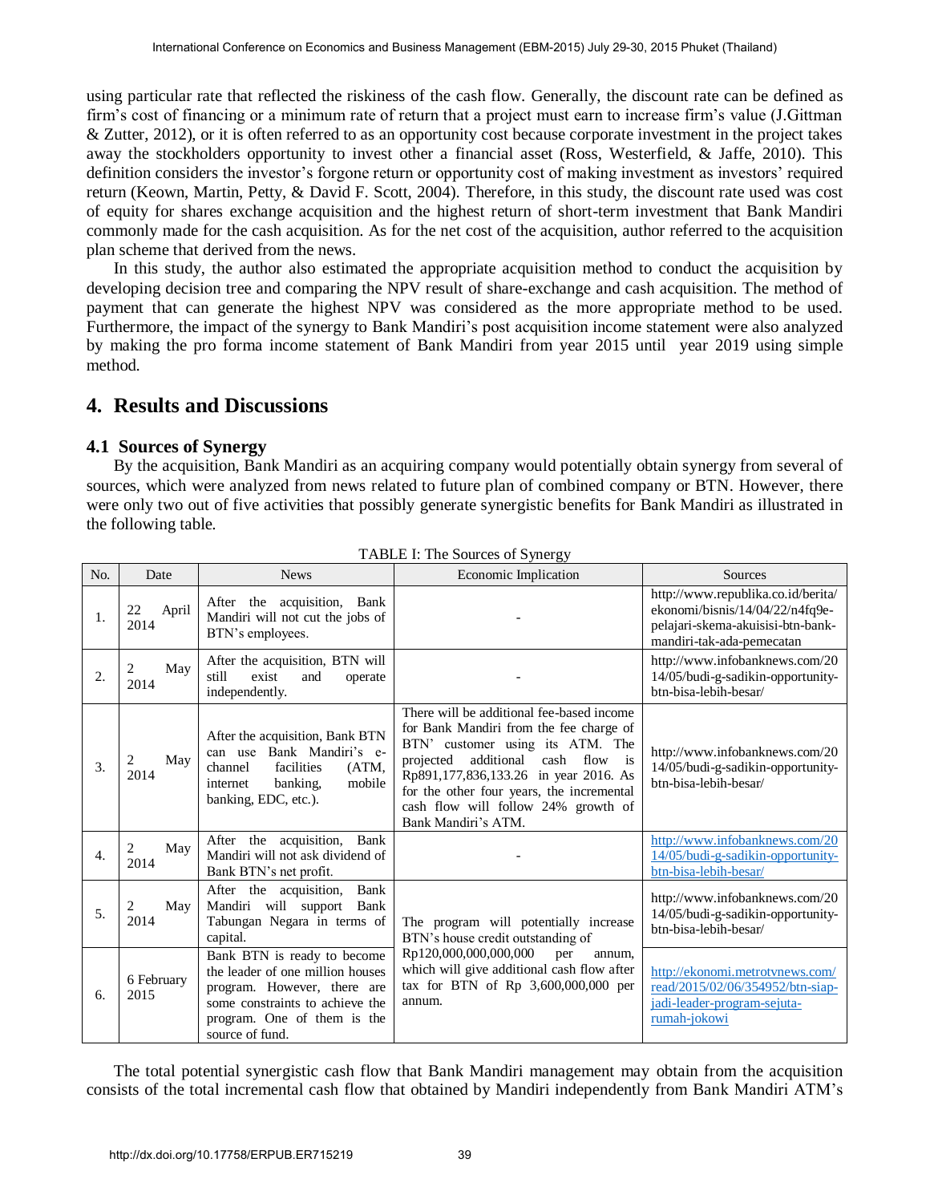using particular rate that reflected the riskiness of the cash flow. Generally, the discount rate can be defined as firm's cost of financing or a minimum rate of return that a project must earn to increase firm's value (J.Gittman & Zutter, 2012), or it is often referred to as an opportunity cost because corporate investment in the project takes away the stockholders opportunity to invest other a financial asset (Ross, Westerfield, & Jaffe, 2010). This definition considers the investor's forgone return or opportunity cost of making investment as investors' required return (Keown, Martin, Petty, & David F. Scott, 2004). Therefore, in this study, the discount rate used was cost of equity for shares exchange acquisition and the highest return of short-term investment that Bank Mandiri commonly made for the cash acquisition. As for the net cost of the acquisition, author referred to the acquisition plan scheme that derived from the news.

In this study, the author also estimated the appropriate acquisition method to conduct the acquisition by developing decision tree and comparing the NPV result of share-exchange and cash acquisition. The method of payment that can generate the highest NPV was considered as the more appropriate method to be used. Furthermore, the impact of the synergy to Bank Mandiri's post acquisition income statement were also analyzed by making the pro forma income statement of Bank Mandiri from year 2015 until year 2019 using simple method.

## 4. Results and Discussions

### 4.1 Sources of Synergy

By the acquisition, Bank Mandiri as an acquiring company would potentially obtain synergy from several of sources, which were analyzed from news related to future plan of combined company or BTN. However, there were only two out of five activities that possibly generate synergistic benefits for Bank Mandiri as illustrated in the following table.

TABLE I: The Sources of Synergy

| No. | Date | News | Economic Implication | Sources |
|---|---|---|---|---|
| 1. | 22 April 2014 | After the acquisition, Bank Mandiri will not cut the jobs of BTN's employees. | - | http://www.republika.co.id/berita/ekonomi/bisnis/14/04/22/n4fq9e-pelajari-skema-akuisisi-btn-bank-mandiri-tak-ada-pemecatan |
| 2. | 2 May 2014 | After the acquisition, BTN will still exist and operate independently. | - | http://www.infobanknews.com/2014/05/budi-g-sadikin-opportunity-btn-bisa-lebih-besar/ |
| 3. | 2 May 2014 | After the acquisition, Bank BTN can use Bank Mandiri's e-channel facilities (ATM, internet banking, mobile banking, EDC, etc.). | There will be additional fee-based income for Bank Mandiri from the fee charge of BTN' customer using its ATM. The projected additional cash flow is Rp891,177,836,133.26 in year 2016. As for the other four years, the incremental cash flow will follow 24% growth of Bank Mandiri's ATM. | http://www.infobanknews.com/2014/05/budi-g-sadikin-opportunity-btn-bisa-lebih-besar/ |
| 4. | 2 May 2014 | After the acquisition, Bank Mandiri will not ask dividend of Bank BTN's net profit. | - | http://www.infobanknews.com/2014/05/budi-g-sadikin-opportunity-btn-bisa-lebih-besar/ |
| 5. | 2 May 2014 | After the acquisition, Bank Mandiri will support Bank Tabungan Negara in terms of capital. | The program will potentially increase BTN's house credit outstanding of Rp120,000,000,000,000 per annum, which will give additional cash flow after tax for BTN of Rp 3,600,000,000 per annum. | http://www.infobanknews.com/2014/05/budi-g-sadikin-opportunity-btn-bisa-lebih-besar/ |
| 6. | 6 February 2015 | Bank BTN is ready to become the leader of one million houses program. However, there are some constraints to achieve the program. One of them is the source of fund. | | http://ekonomi.metrotvnews.com/read/2015/02/06/354952/btn-siap-jadi-leader-program-sejuta-rumah-jokowi |

The total potential synergistic cash flow that Bank Mandiri management may obtain from the acquisition consists of the total incremental cash flow that obtained by Mandiri independently from Bank Mandiri ATM's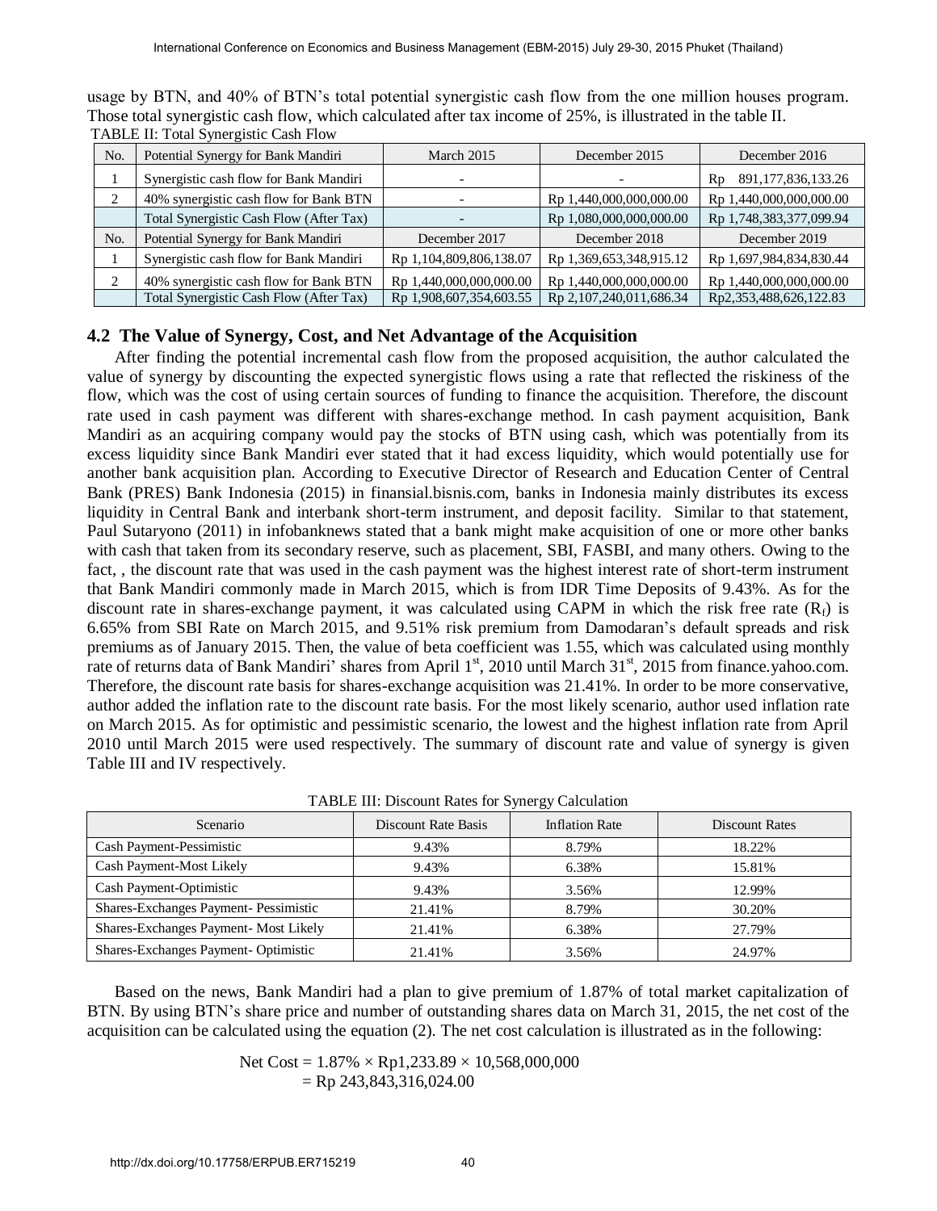usage by BTN, and 40% of BTN's total potential synergistic cash flow from the one million houses program. Those total synergistic cash flow, which calculated after tax income of 25%, is illustrated in the table II.

TABLE II: Total Synergistic Cash Flow

| No. | Potential Synergy for Bank Mandiri | March 2015 | December 2015 | December 2016 |
|---|---|---|---|---|
| 1 | Synergistic cash flow for Bank Mandiri | - | - | Rp 891,177,836,133.26 |
| 2 | 40% synergistic cash flow for Bank BTN | - | Rp 1,440,000,000,000.00 | Rp 1,440,000,000,000.00 |
| | Total Synergistic Cash Flow (After Tax) | - | Rp 1,080,000,000,000.00 | Rp 1,748,383,377,099.94 |
| No. | Potential Synergy for Bank Mandiri | December 2017 | December 2018 | December 2019 |
| 1 | Synergistic cash flow for Bank Mandiri | Rp 1,104,809,806,138.07 | Rp 1,369,653,348,915.12 | Rp 1,697,984,834,830.44 |
| 2 | 40% synergistic cash flow for Bank BTN | Rp 1,440,000,000,000.00 | Rp 1,440,000,000,000.00 | Rp 1,440,000,000,000.00 |
| | Total Synergistic Cash Flow (After Tax) | Rp 1,908,607,354,603.55 | Rp 2,107,240,011,686.34 | Rp2,353,488,626,122.83 |

## 4.2 The Value of Synergy, Cost, and Net Advantage of the Acquisition

After finding the potential incremental cash flow from the proposed acquisition, the author calculated the value of synergy by discounting the expected synergistic flows using a rate that reflected the riskiness of the flow, which was the cost of using certain sources of funding to finance the acquisition. Therefore, the discount rate used in cash payment was different with shares-exchange method. In cash payment acquisition, Bank Mandiri as an acquiring company would pay the stocks of BTN using cash, which was potentially from its excess liquidity since Bank Mandiri ever stated that it had excess liquidity, which would potentially use for another bank acquisition plan. According to Executive Director of Research and Education Center of Central Bank (PRES) Bank Indonesia (2015) in finansial.bisnis.com, banks in Indonesia mainly distributes its excess liquidity in Central Bank and interbank short-term instrument, and deposit facility. Similar to that statement, Paul Sutaryono (2011) in infobanknews stated that a bank might make acquisition of one or more other banks with cash that taken from its secondary reserve, such as placement, SBI, FASBI, and many others. Owing to the fact, , the discount rate that was used in the cash payment was the highest interest rate of short-term instrument that Bank Mandiri commonly made in March 2015, which is from IDR Time Deposits of 9.43%. As for the discount rate in shares-exchange payment, it was calculated using CAPM in which the risk free rate ($R_f$) is 6.65% from SBI Rate on March 2015, and 9.51% risk premium from Damodaran's default spreads and risk premiums as of January 2015. Then, the value of beta coefficient was 1.55, which was calculated using monthly rate of returns data of Bank Mandiri' shares from April 1st, 2010 until March 31st, 2015 from finance.yahoo.com. Therefore, the discount rate basis for shares-exchange acquisition was 21.41%. In order to be more conservative, author added the inflation rate to the discount rate basis. For the most likely scenario, author used inflation rate on March 2015. As for optimistic and pessimistic scenario, the lowest and the highest inflation rate from April 2010 until March 2015 were used respectively. The summary of discount rate and value of synergy is given Table III and IV respectively.

TABLE III: Discount Rates for Synergy Calculation

| Scenario | Discount Rate Basis | Inflation Rate | Discount Rates |
|---|---|---|---|
| Cash Payment-Pessimistic | 9.43% | 8.79% | 18.22% |
| Cash Payment-Most Likely | 9.43% | 6.38% | 15.81% |
| Cash Payment-Optimistic | 9.43% | 3.56% | 12.99% |
| Shares-Exchanges Payment- Pessimistic | 21.41% | 8.79% | 30.20% |
| Shares-Exchanges Payment- Most Likely | 21.41% | 6.38% | 27.79% |
| Shares-Exchanges Payment- Optimistic | 21.41% | 3.56% | 24.97% |

Based on the news, Bank Mandiri had a plan to give premium of 1.87% of total market capitalization of BTN. By using BTN's share price and number of outstanding shares data on March 31, 2015, the net cost of the acquisition can be calculated using the equation (2). The net cost calculation is illustrated as in the following:

$$\text{Net Cost} = 1.87\% \times \text{Rp}1{,}233.89 \times 10{,}568{,}000{,}000$$
$$= \text{Rp } 243{,}843{,}316{,}024.00$$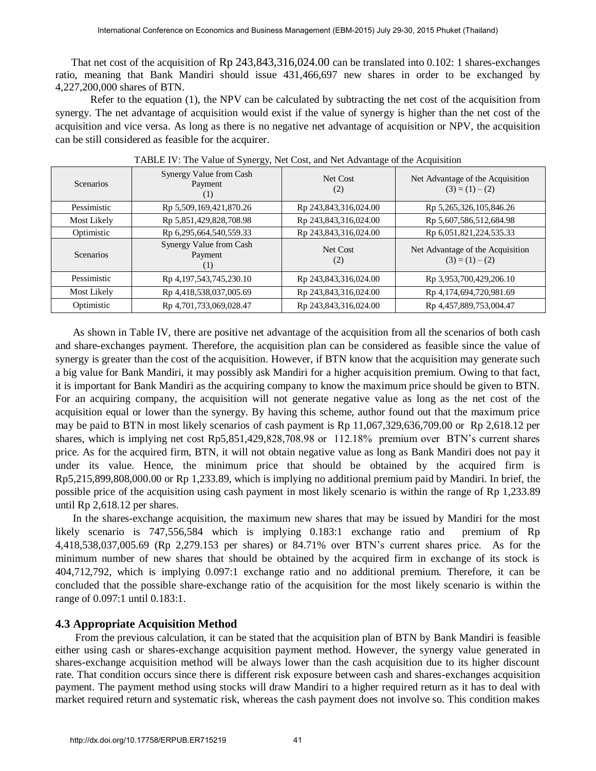That net cost of the acquisition of Rp 243,843,316,024.00 can be translated into 0.102: 1 shares-exchanges ratio, meaning that Bank Mandiri should issue 431,466,697 new shares in order to be exchanged by 4,227,200,000 shares of BTN.

Refer to the equation (1), the NPV can be calculated by subtracting the net cost of the acquisition from synergy. The net advantage of acquisition would exist if the value of synergy is higher than the net cost of the acquisition and vice versa. As long as there is no negative net advantage of acquisition or NPV, the acquisition can be still considered as feasible for the acquirer.

TABLE IV: The Value of Synergy, Net Cost, and Net Advantage of the Acquisition

| Scenarios | Synergy Value from Cash Payment (1) | Net Cost (2) | Net Advantage of the Acquisition (3) = (1) – (2) |
|---|---|---|---|
| Pessimistic | Rp 5,509,169,421,870.26 | Rp 243,843,316,024.00 | Rp 5,265,326,105,846.26 |
| Most Likely | Rp 5,851,429,828,708.98 | Rp 243,843,316,024.00 | Rp 5,607,586,512,684.98 |
| Optimistic | Rp 6,295,664,540,559.33 | Rp 243,843,316,024.00 | Rp 6,051,821,224,535.33 |
| Scenarios | Synergy Value from Cash Payment (1) | Net Cost (2) | Net Advantage of the Acquisition (3) = (1) – (2) |
| Pessimistic | Rp 4,197,543,745,230.10 | Rp 243,843,316,024.00 | Rp 3,953,700,429,206.10 |
| Most Likely | Rp 4,418,538,037,005.69 | Rp 243,843,316,024.00 | Rp 4,174,694,720,981.69 |
| Optimistic | Rp 4,701,733,069,028.47 | Rp 243,843,316,024.00 | Rp 4,457,889,753,004.47 |

As shown in Table IV, there are positive net advantage of the acquisition from all the scenarios of both cash and share-exchanges payment. Therefore, the acquisition plan can be considered as feasible since the value of synergy is greater than the cost of the acquisition. However, if BTN know that the acquisition may generate such a big value for Bank Mandiri, it may possibly ask Mandiri for a higher acquisition premium. Owing to that fact, it is important for Bank Mandiri as the acquiring company to know the maximum price should be given to BTN. For an acquiring company, the acquisition will not generate negative value as long as the net cost of the acquisition equal or lower than the synergy. By having this scheme, author found out that the maximum price may be paid to BTN in most likely scenarios of cash payment is Rp 11,067,329,636,709.00 or Rp 2,618.12 per shares, which is implying net cost Rp5,851,429,828,708.98 or 112.18% premium over BTN's current shares price. As for the acquired firm, BTN, it will not obtain negative value as long as Bank Mandiri does not pay it under its value. Hence, the minimum price that should be obtained by the acquired firm is Rp5,215,899,808,000.00 or Rp 1,233.89, which is implying no additional premium paid by Mandiri. In brief, the possible price of the acquisition using cash payment in most likely scenario is within the range of Rp 1,233.89 until Rp 2,618.12 per shares.

In the shares-exchange acquisition, the maximum new shares that may be issued by Mandiri for the most likely scenario is 747,556,584 which is implying 0.183:1 exchange ratio and premium of Rp 4,418,538,037,005.69 (Rp 2,279.153 per shares) or 84.71% over BTN's current shares price. As for the minimum number of new shares that should be obtained by the acquired firm in exchange of its stock is 404,712,792, which is implying 0.097:1 exchange ratio and no additional premium. Therefore, it can be concluded that the possible share-exchange ratio of the acquisition for the most likely scenario is within the range of 0.097:1 until 0.183:1.

### 4.3 Appropriate Acquisition Method

From the previous calculation, it can be stated that the acquisition plan of BTN by Bank Mandiri is feasible either using cash or shares-exchange acquisition payment method. However, the synergy value generated in shares-exchange acquisition method will be always lower than the cash acquisition due to its higher discount rate. That condition occurs since there is different risk exposure between cash and shares-exchanges acquisition payment. The payment method using stocks will draw Mandiri to a higher required return as it has to deal with market required return and systematic risk, whereas the cash payment does not involve so. This condition makes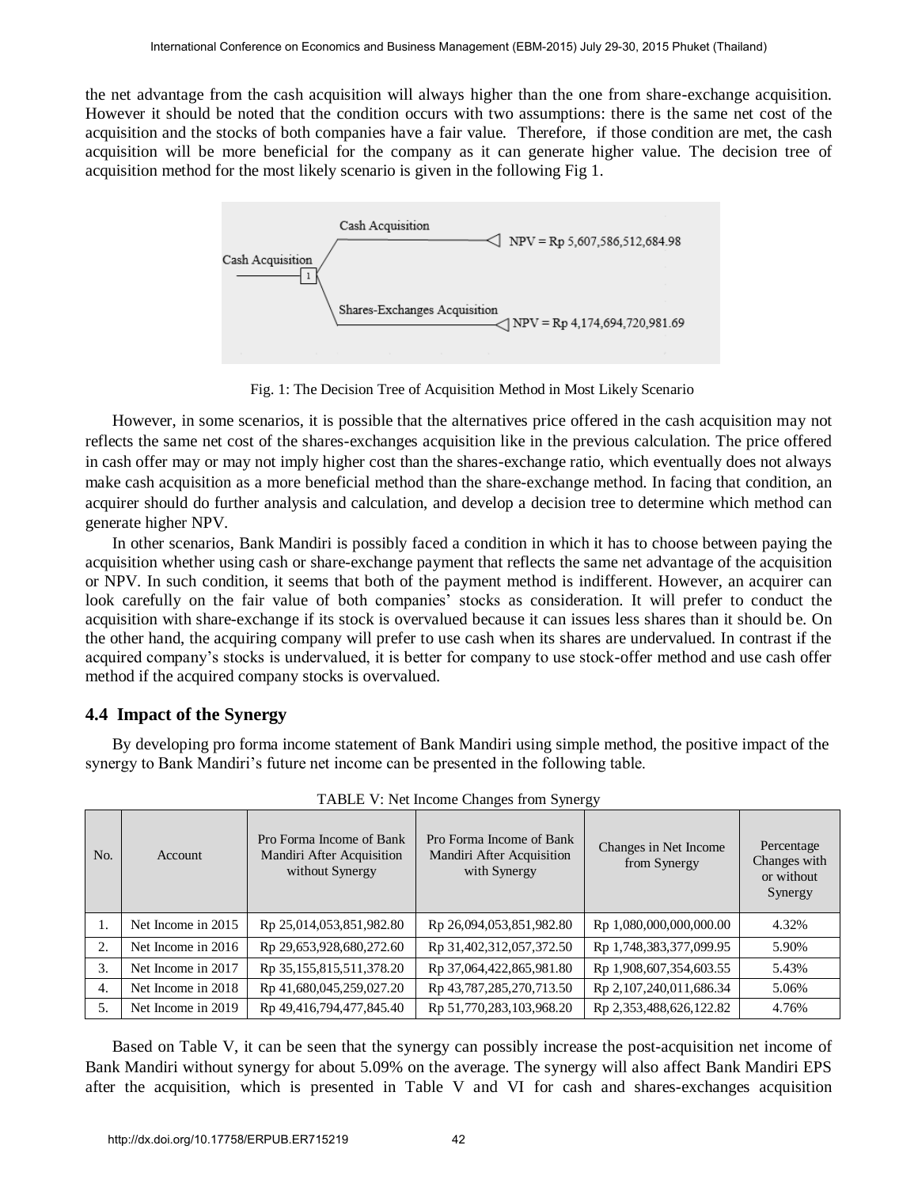the net advantage from the cash acquisition will always higher than the one from share-exchange acquisition. However it should be noted that the condition occurs with two assumptions: there is the same net cost of the acquisition and the stocks of both companies have a fair value. Therefore, if those condition are met, the cash acquisition will be more beneficial for the company as it can generate higher value. The decision tree of acquisition method for the most likely scenario is given in the following Fig 1.

Fig. 1: The Decision Tree of Acquisition Method in Most Likely Scenario

However, in some scenarios, it is possible that the alternatives price offered in the cash acquisition may not reflects the same net cost of the shares-exchanges acquisition like in the previous calculation. The price offered in cash offer may or may not imply higher cost than the shares-exchange ratio, which eventually does not always make cash acquisition as a more beneficial method than the share-exchange method. In facing that condition, an acquirer should do further analysis and calculation, and develop a decision tree to determine which method can generate higher NPV.

In other scenarios, Bank Mandiri is possibly faced a condition in which it has to choose between paying the acquisition whether using cash or share-exchange payment that reflects the same net advantage of the acquisition or NPV. In such condition, it seems that both of the payment method is indifferent. However, an acquirer can look carefully on the fair value of both companies' stocks as consideration. It will prefer to conduct the acquisition with share-exchange if its stock is overvalued because it can issues less shares than it should be. On the other hand, the acquiring company will prefer to use cash when its shares are undervalued. In contrast if the acquired company's stocks is undervalued, it is better for company to use stock-offer method and use cash offer method if the acquired company stocks is overvalued.

### 4.4 Impact of the Synergy

By developing pro forma income statement of Bank Mandiri using simple method, the positive impact of the synergy to Bank Mandiri's future net income can be presented in the following table.

TABLE V: Net Income Changes from Synergy

| No. | Account | Pro Forma Income of Bank Mandiri After Acquisition without Synergy | Pro Forma Income of Bank Mandiri After Acquisition with Synergy | Changes in Net Income from Synergy | Percentage Changes with or without Synergy |
|---|---|---|---|---|---|
| 1. | Net Income in 2015 | Rp 25,014,053,851,982.80 | Rp 26,094,053,851,982.80 | Rp 1,080,000,000,000.00 | 4.32% |
| 2. | Net Income in 2016 | Rp 29,653,928,680,272.60 | Rp 31,402,312,057,372.50 | Rp 1,748,383,377,099.95 | 5.90% |
| 3. | Net Income in 2017 | Rp 35,155,815,511,378.20 | Rp 37,064,422,865,981.80 | Rp 1,908,607,354,603.55 | 5.43% |
| 4. | Net Income in 2018 | Rp 41,680,045,259,027.20 | Rp 43,787,285,270,713.50 | Rp 2,107,240,011,686.34 | 5.06% |
| 5. | Net Income in 2019 | Rp 49,416,794,477,845.40 | Rp 51,770,283,103,968.20 | Rp 2,353,488,626,122.82 | 4.76% |

Based on Table V, it can be seen that the synergy can possibly increase the post-acquisition net income of Bank Mandiri without synergy for about 5.09% on the average. The synergy will also affect Bank Mandiri EPS after the acquisition, which is presented in Table V and VI for cash and shares-exchanges acquisition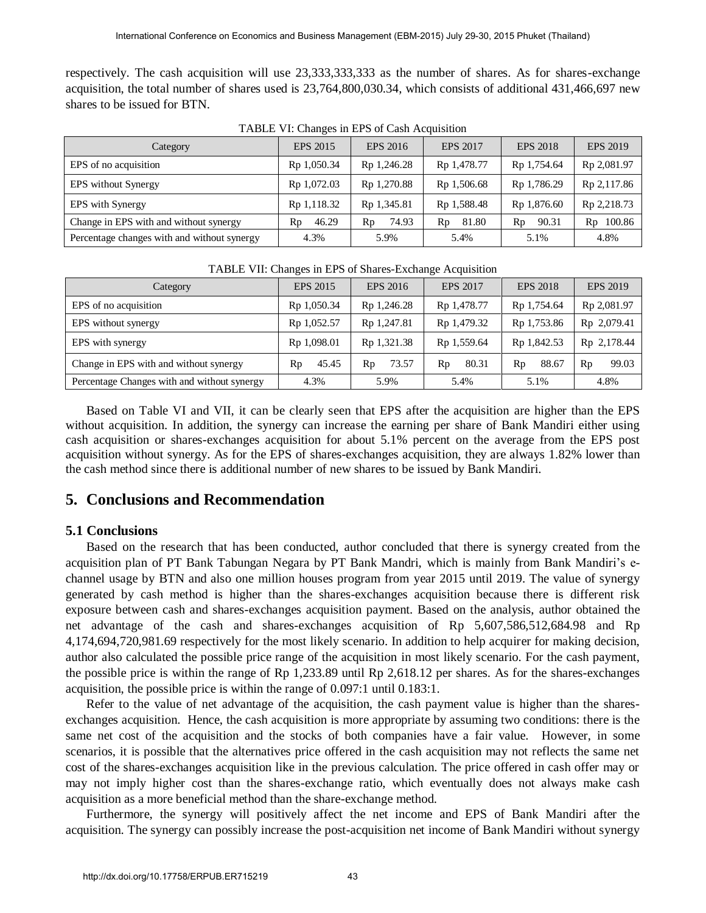respectively. The cash acquisition will use 23,333,333,333 as the number of shares. As for shares-exchange acquisition, the total number of shares used is 23,764,800,030.34, which consists of additional 431,466,697 new shares to be issued for BTN.

TABLE VI: Changes in EPS of Cash Acquisition

| Category | EPS 2015 | EPS 2016 | EPS 2017 | EPS 2018 | EPS 2019 |
|---|---|---|---|---|---|
| EPS of no acquisition | Rp 1,050.34 | Rp 1,246.28 | Rp 1,478.77 | Rp 1,754.64 | Rp 2,081.97 |
| EPS without Synergy | Rp 1,072.03 | Rp 1,270.88 | Rp 1,506.68 | Rp 1,786.29 | Rp 2,117.86 |
| EPS with Synergy | Rp 1,118.32 | Rp 1,345.81 | Rp 1,588.48 | Rp 1,876.60 | Rp 2,218.73 |
| Change in EPS with and without synergy | Rp 46.29 | Rp 74.93 | Rp 81.80 | Rp 90.31 | Rp 100.86 |
| Percentage changes with and without synergy | 4.3% | 5.9% | 5.4% | 5.1% | 4.8% |

TABLE VII: Changes in EPS of Shares-Exchange Acquisition

| Category | EPS 2015 | EPS 2016 | EPS 2017 | EPS 2018 | EPS 2019 |
|---|---|---|---|---|---|
| EPS of no acquisition | Rp 1,050.34 | Rp 1,246.28 | Rp 1,478.77 | Rp 1,754.64 | Rp 2,081.97 |
| EPS without synergy | Rp 1,052.57 | Rp 1,247.81 | Rp 1,479.32 | Rp 1,753.86 | Rp 2,079.41 |
| EPS with synergy | Rp 1,098.01 | Rp 1,321.38 | Rp 1,559.64 | Rp 1,842.53 | Rp 2,178.44 |
| Change in EPS with and without synergy | Rp 45.45 | Rp 73.57 | Rp 80.31 | Rp 88.67 | Rp 99.03 |
| Percentage Changes with and without synergy | 4.3% | 5.9% | 5.4% | 5.1% | 4.8% |

Based on Table VI and VII, it can be clearly seen that EPS after the acquisition are higher than the EPS without acquisition. In addition, the synergy can increase the earning per share of Bank Mandiri either using cash acquisition or shares-exchanges acquisition for about 5.1% percent on the average from the EPS post acquisition without synergy. As for the EPS of shares-exchanges acquisition, they are always 1.82% lower than the cash method since there is additional number of new shares to be issued by Bank Mandiri.

## 5. Conclusions and Recommendation

### 5.1 Conclusions

Based on the research that has been conducted, author concluded that there is synergy created from the acquisition plan of PT Bank Tabungan Negara by PT Bank Mandri, which is mainly from Bank Mandiri's e-channel usage by BTN and also one million houses program from year 2015 until 2019. The value of synergy generated by cash method is higher than the shares-exchanges acquisition because there is different risk exposure between cash and shares-exchanges acquisition payment. Based on the analysis, author obtained the net advantage of the cash and shares-exchanges acquisition of Rp 5,607,586,512,684.98 and Rp 4,174,694,720,981.69 respectively for the most likely scenario. In addition to help acquirer for making decision, author also calculated the possible price range of the acquisition in most likely scenario. For the cash payment, the possible price is within the range of Rp 1,233.89 until Rp 2,618.12 per shares. As for the shares-exchanges acquisition, the possible price is within the range of 0.097:1 until 0.183:1.

Refer to the value of net advantage of the acquisition, the cash payment value is higher than the shares-exchanges acquisition. Hence, the cash acquisition is more appropriate by assuming two conditions: there is the same net cost of the acquisition and the stocks of both companies have a fair value. However, in some scenarios, it is possible that the alternatives price offered in the cash acquisition may not reflects the same net cost of the shares-exchanges acquisition like in the previous calculation. The price offered in cash offer may or may not imply higher cost than the shares-exchange ratio, which eventually does not always make cash acquisition as a more beneficial method than the share-exchange method.

Furthermore, the synergy will positively affect the net income and EPS of Bank Mandiri after the acquisition. The synergy can possibly increase the post-acquisition net income of Bank Mandiri without synergy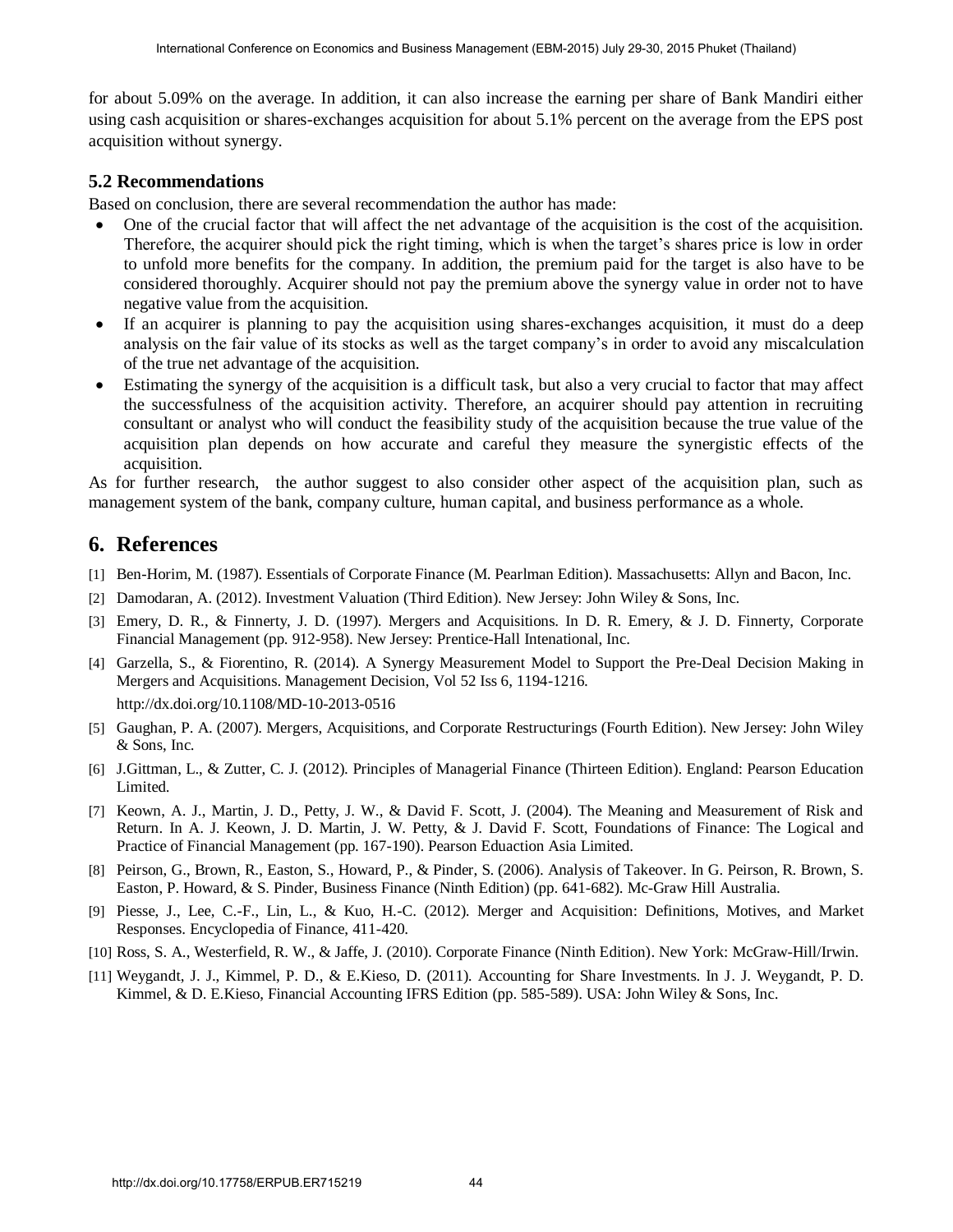for about 5.09% on the average. In addition, it can also increase the earning per share of Bank Mandiri either using cash acquisition or shares-exchanges acquisition for about 5.1% percent on the average from the EPS post acquisition without synergy.

### 5.2 Recommendations

Based on conclusion, there are several recommendation the author has made:

- One of the crucial factor that will affect the net advantage of the acquisition is the cost of the acquisition. Therefore, the acquirer should pick the right timing, which is when the target's shares price is low in order to unfold more benefits for the company. In addition, the premium paid for the target is also have to be considered thoroughly. Acquirer should not pay the premium above the synergy value in order not to have negative value from the acquisition.
- If an acquirer is planning to pay the acquisition using shares-exchanges acquisition, it must do a deep analysis on the fair value of its stocks as well as the target company's in order to avoid any miscalculation of the true net advantage of the acquisition.
- Estimating the synergy of the acquisition is a difficult task, but also a very crucial to factor that may affect the successfulness of the acquisition activity. Therefore, an acquirer should pay attention in recruiting consultant or analyst who will conduct the feasibility study of the acquisition because the true value of the acquisition plan depends on how accurate and careful they measure the synergistic effects of the acquisition.

As for further research, the author suggest to also consider other aspect of the acquisition plan, such as management system of the bank, company culture, human capital, and business performance as a whole.

## 6. References

[1] Ben-Horim, M. (1987). Essentials of Corporate Finance (M. Pearlman Edition). Massachusetts: Allyn and Bacon, Inc.

[2] Damodaran, A. (2012). Investment Valuation (Third Edition). New Jersey: John Wiley & Sons, Inc.

[3] Emery, D. R., & Finnerty, J. D. (1997). Mergers and Acquisitions. In D. R. Emery, & J. D. Finnerty, Corporate Financial Management (pp. 912-958). New Jersey: Prentice-Hall Intenational, Inc.

[4] Garzella, S., & Fiorentino, R. (2014). A Synergy Measurement Model to Support the Pre-Deal Decision Making in Mergers and Acquisitions. Management Decision, Vol 52 Iss 6, 1194-1216. http://dx.doi.org/10.1108/MD-10-2013-0516

[5] Gaughan, P. A. (2007). Mergers, Acquisitions, and Corporate Restructurings (Fourth Edition). New Jersey: John Wiley & Sons, Inc.

[6] J.Gittman, L., & Zutter, C. J. (2012). Principles of Managerial Finance (Thirteen Edition). England: Pearson Education Limited.

[7] Keown, A. J., Martin, J. D., Petty, J. W., & David F. Scott, J. (2004). The Meaning and Measurement of Risk and Return. In A. J. Keown, J. D. Martin, J. W. Petty, & J. David F. Scott, Foundations of Finance: The Logical and Practice of Financial Management (pp. 167-190). Pearson Eduaction Asia Limited.

[8] Peirson, G., Brown, R., Easton, S., Howard, P., & Pinder, S. (2006). Analysis of Takeover. In G. Peirson, R. Brown, S. Easton, P. Howard, & S. Pinder, Business Finance (Ninth Edition) (pp. 641-682). Mc-Graw Hill Australia.

[9] Piesse, J., Lee, C.-F., Lin, L., & Kuo, H.-C. (2012). Merger and Acquisition: Definitions, Motives, and Market Responses. Encyclopedia of Finance, 411-420.

[10] Ross, S. A., Westerfield, R. W., & Jaffe, J. (2010). Corporate Finance (Ninth Edition). New York: McGraw-Hill/Irwin.

[11] Weygandt, J. J., Kimmel, P. D., & E.Kieso, D. (2011). Accounting for Share Investments. In J. J. Weygandt, P. D. Kimmel, & D. E.Kieso, Financial Accounting IFRS Edition (pp. 585-589). USA: John Wiley & Sons, Inc.